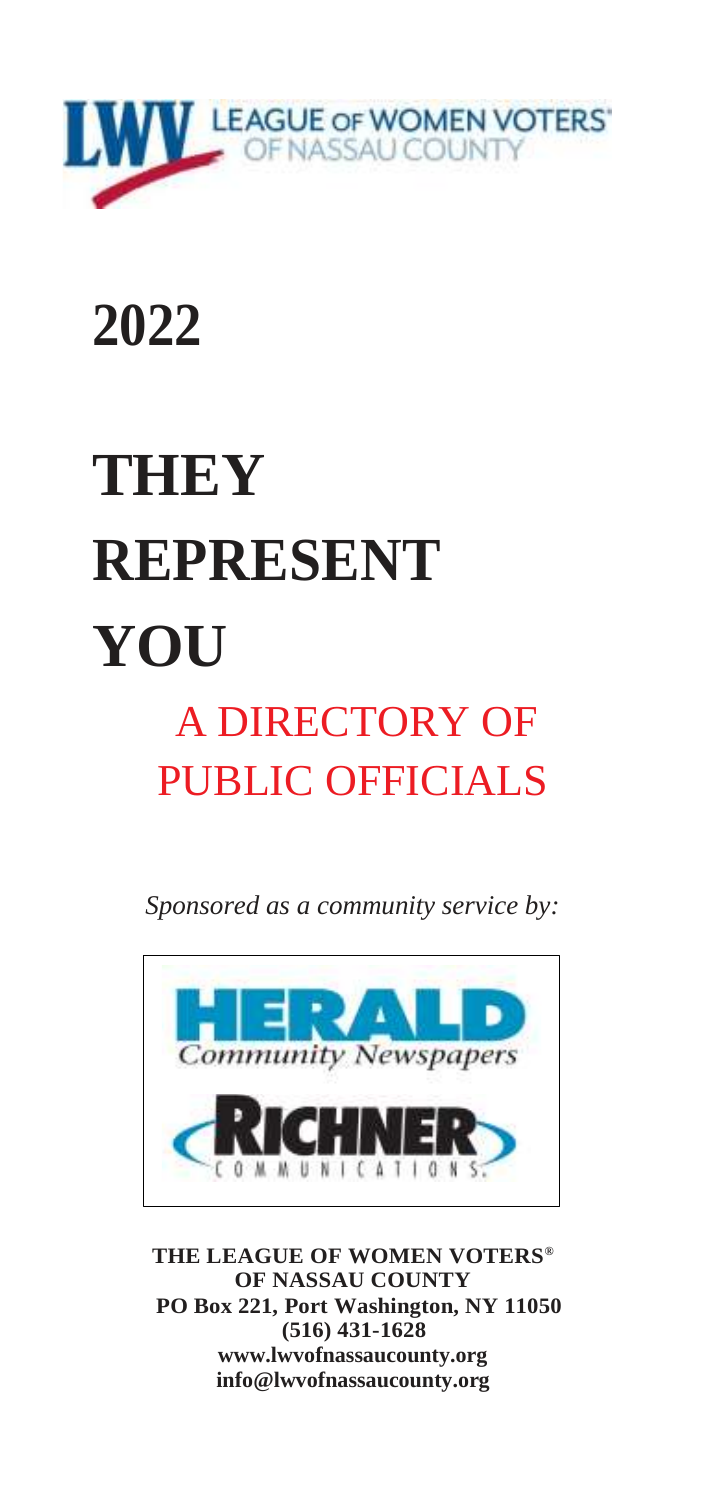LWV LEAGUE OF WOMEN VOTERS OF NASSAU COUNTY

# 2022

# THEY REPRESENT YOU

## A DIRECTORY OF PUBLIC OFFICIALS

*Sponsored as a community service by:*

HERALD Community Newspapers

RICHNER COMMUNICATIONS

**THE LEAGUE OF WOMEN VOTERS® OF NASSAU COUNTY**
**PO Box 221, Port Washington, NY 11050**
**(516) 431-1628**
**www.lwvofnassaucounty.org**
**info@lwvofnassaucounty.org**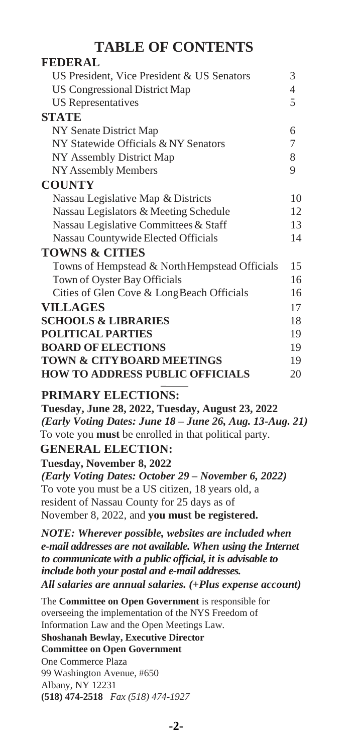# TABLE OF CONTENTS

| Section | Page |
| --- | --- |
| **FEDERAL** | |
| US President, Vice President & US Senators | 3 |
| US Congressional District Map | 4 |
| US Representatives | 5 |
| **STATE** | |
| NY Senate District Map | 6 |
| NY Statewide Officials & NY Senators | 7 |
| NY Assembly District Map | 8 |
| NY Assembly Members | 9 |
| **COUNTY** | |
| Nassau Legislative Map & Districts | 10 |
| Nassau Legislators & Meeting Schedule | 12 |
| Nassau Legislative Committees & Staff | 13 |
| Nassau Countywide Elected Officials | 14 |
| **TOWNS & CITIES** | |
| Towns of Hempstead & North Hempstead Officials | 15 |
| Town of Oyster Bay Officials | 16 |
| Cities of Glen Cove & Long Beach Officials | 16 |
| **VILLAGES** | 17 |
| **SCHOOLS & LIBRARIES** | 18 |
| **POLITICAL PARTIES** | 19 |
| **BOARD OF ELECTIONS** | 19 |
| **TOWN & CITY BOARD MEETINGS** | 19 |
| **HOW TO ADDRESS PUBLIC OFFICIALS** | 20 |

---

**PRIMARY ELECTIONS:**

**Tuesday, June 28, 2022, Tuesday, August 23, 2022**
***(Early Voting Dates: June 18 – June 26, Aug. 13-Aug. 21)***
To vote you **must** be enrolled in that political party.

**GENERAL ELECTION:**

**Tuesday, November 8, 2022**
***(Early Voting Dates: October 29 – November 6, 2022)***
To vote you must be a US citizen, 18 years old, a resident of Nassau County for 25 days as of November 8, 2022, and **you must be registered.**

***NOTE: Wherever possible, websites are included when e-mail addresses are not available. When using the Internet to communicate with a public official, it is advisable to include both your postal and e-mail addresses.***
***All salaries are annual salaries. (+Plus expense account)***

The **Committee on Open Government** is responsible for overseeing the implementation of the NYS Freedom of Information Law and the Open Meetings Law.

**Shoshanah Bewlay, Executive Director**
**Committee on Open Government**
One Commerce Plaza
99 Washington Avenue, #650
Albany, NY 12231
**(518) 474-2518** *Fax (518) 474-1927*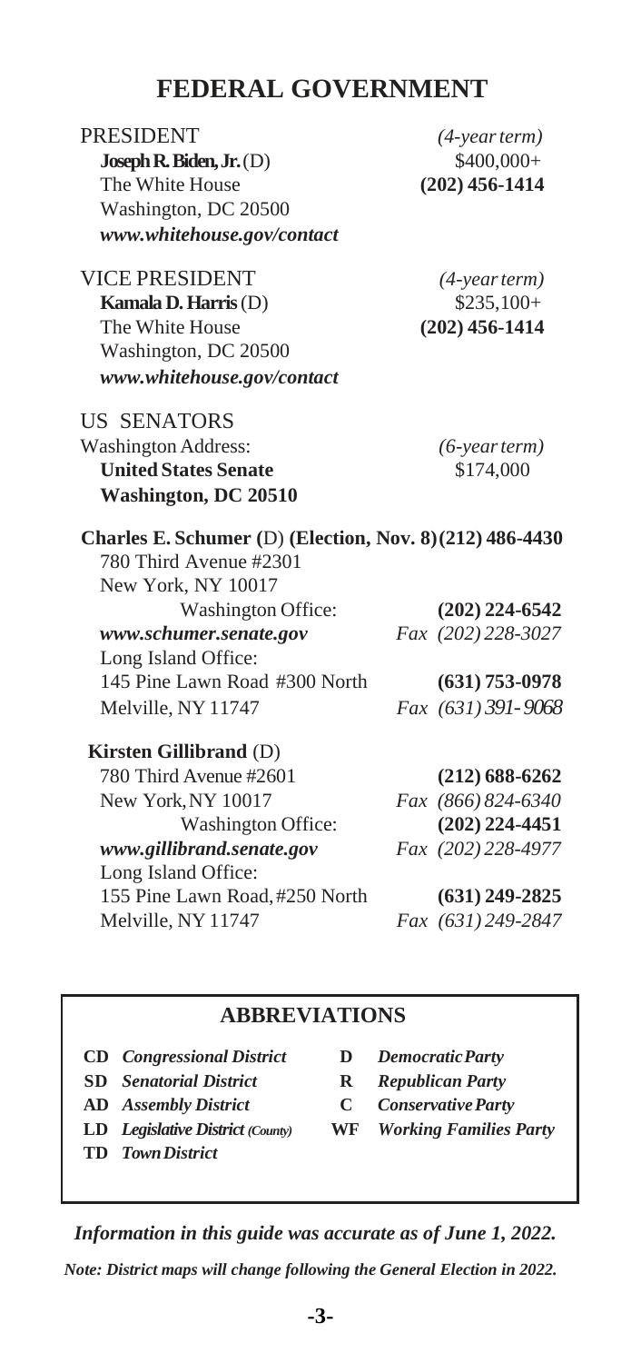# FEDERAL GOVERNMENT

PRESIDENT *(4-year term)*
**Joseph R. Biden, Jr.** (D) $400,000+
The White House **(202) 456-1414**
Washington, DC 20500
***www.whitehouse.gov/contact***

VICE PRESIDENT *(4-year term)*
**Kamala D. Harris** (D) $235,100+
The White House **(202) 456-1414**
Washington, DC 20500
***www.whitehouse.gov/contact***

US SENATORS
Washington Address: *(6-year term)*
**United States Senate** $174,000
**Washington, DC 20510**

**Charles E. Schumer (**D**) (Election, Nov. 8) (212) 486-4430**
780 Third Avenue #2301
New York, NY 10017
Washington Office: **(202) 224-6542**
***www.schumer.senate.gov*** *Fax (202) 228-3027*
Long Island Office:
145 Pine Lawn Road #300 North **(631) 753-0978**
Melville, NY 11747 *Fax (631) 391-9068*

**Kirsten Gillibrand** (D)
780 Third Avenue #2601 **(212) 688-6262**
New York, NY 10017 *Fax (866) 824-6340*
Washington Office: **(202) 224-4451**
***www.gillibrand.senate.gov*** *Fax (202) 228-4977*
Long Island Office:
155 Pine Lawn Road, #250 North **(631) 249-2825**
Melville, NY 11747 *Fax (631) 249-2847*

## ABBREVIATIONS

| | | | |
|---|---|---|---|
| **CD** | *Congressional District* | **D** | *Democratic Party* |
| **SD** | *Senatorial District* | **R** | *Republican Party* |
| **AD** | *Assembly District* | **C** | *Conservative Party* |
| **LD** | *Legislative District (County)* | **WF** | *Working Families Party* |
| **TD** | *Town District* | | |

***Information in this guide was accurate as of June 1, 2022.***

***Note: District maps will change following the General Election in 2022.***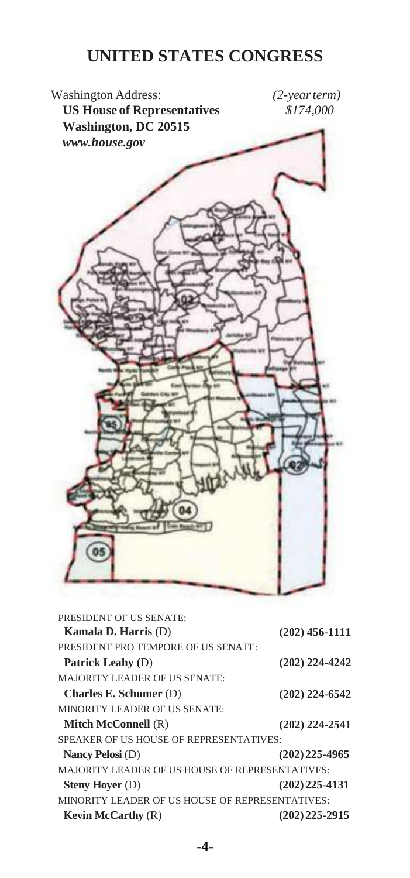# UNITED STATES CONGRESS

Washington Address: *(2-year term)*
**US House of Representatives** *$174,000*
**Washington, DC 20515**
***www.house.gov***

PRESIDENT OF US SENATE:
**Kamala D. Harris** (D) **(202) 456-1111**

PRESIDENT PRO TEMPORE OF US SENATE:
**Patrick Leahy** (D) **(202) 224-4242**

MAJORITY LEADER OF US SENATE:
**Charles E. Schumer** (D) **(202) 224-6542**

MINORITY LEADER OF US SENATE:
**Mitch McConnell** (R) **(202) 224-2541**

SPEAKER OF US HOUSE OF REPRESENTATIVES:
**Nancy Pelosi** (D) **(202) 225-4965**

MAJORITY LEADER OF US HOUSE OF REPRESENTATIVES:
**Steny Hoyer** (D) **(202) 225-4131**

MINORITY LEADER OF US HOUSE OF REPRESENTATIVES:
**Kevin McCarthy** (R) **(202) 225-2915**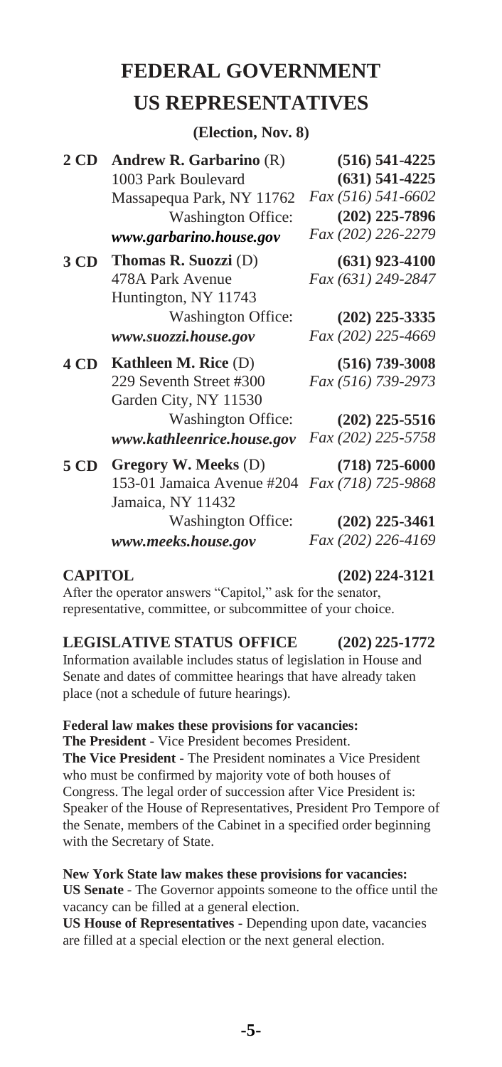# FEDERAL GOVERNMENT

# US REPRESENTATIVES

**(Election, Nov. 8)**

| District | Representative | Phone |
|---|---|---|
| **2 CD** | **Andrew R. Garbarino** (R) | **(516) 541-4225** |
| | 1003 Park Boulevard | **(631) 541-4225** |
| | Massapequa Park, NY 11762 | *Fax (516) 541-6602* |
| | Washington Office: | **(202) 225-7896** |
| | ***www.garbarino.house.gov*** | *Fax (202) 226-2279* |
| **3 CD** | **Thomas R. Suozzi** (D) | **(631) 923-4100** |
| | 478A Park Avenue | *Fax (631) 249-2847* |
| | Huntington, NY 11743 | |
| | Washington Office: | **(202) 225-3335** |
| | ***www.suozzi.house.gov*** | *Fax (202) 225-4669* |
| **4 CD** | **Kathleen M. Rice** (D) | **(516) 739-3008** |
| | 229 Seventh Street #300 | *Fax (516) 739-2973* |
| | Garden City, NY 11530 | |
| | Washington Office: | **(202) 225-5516** |
| | ***www.kathleenrice.house.gov*** | *Fax (202) 225-5758* |
| **5 CD** | **Gregory W. Meeks** (D) | **(718) 725-6000** |
| | 153-01 Jamaica Avenue #204 | *Fax (718) 725-9868* |
| | Jamaica, NY 11432 | |
| | Washington Office: | **(202) 225-3461** |
| | ***www.meeks.house.gov*** | *Fax (202) 226-4169* |

**CAPITOL** **(202) 224-3121**

After the operator answers "Capitol," ask for the senator, representative, committee, or subcommittee of your choice.

**LEGISLATIVE STATUS OFFICE** **(202) 225-1772**

Information available includes status of legislation in House and Senate and dates of committee hearings that have already taken place (not a schedule of future hearings).

**Federal law makes these provisions for vacancies:**

**The President** - Vice President becomes President.

**The Vice President** - The President nominates a Vice President who must be confirmed by majority vote of both houses of Congress. The legal order of succession after Vice President is: Speaker of the House of Representatives, President Pro Tempore of the Senate, members of the Cabinet in a specified order beginning with the Secretary of State.

**New York State law makes these provisions for vacancies:**

**US Senate** - The Governor appoints someone to the office until the vacancy can be filled at a general election.

**US House of Representatives** - Depending upon date, vacancies are filled at a special election or the next general election.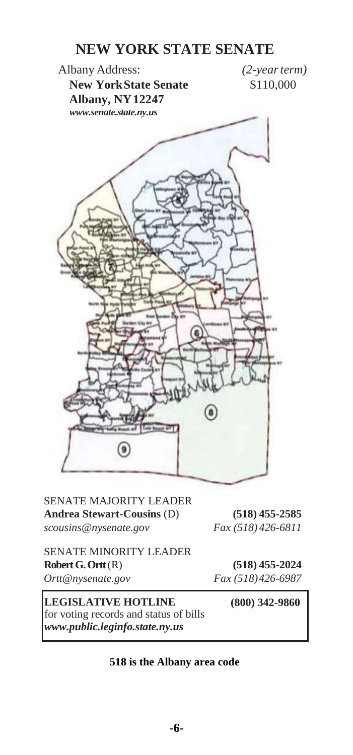# NEW YORK STATE SENATE

Albany Address: *(2-year term)*

**New York State Senate** $110,000

**Albany, NY 12247**

***www.senate.state.ny.us***

SENATE MAJORITY LEADER

**Andrea Stewart-Cousins** (D) **(518) 455-2585**

*scousins@nysenate.gov* *Fax (518) 426-6811*

SENATE MINORITY LEADER

**Robert G. Ortt** (R) **(518) 455-2024**

*Ortt@nysenate.gov* *Fax (518) 426-6987*

**LEGISLATIVE HOTLINE** **(800) 342-9860**

for voting records and status of bills

***www.public.leginfo.state.ny.us***

**518 is the Albany area code**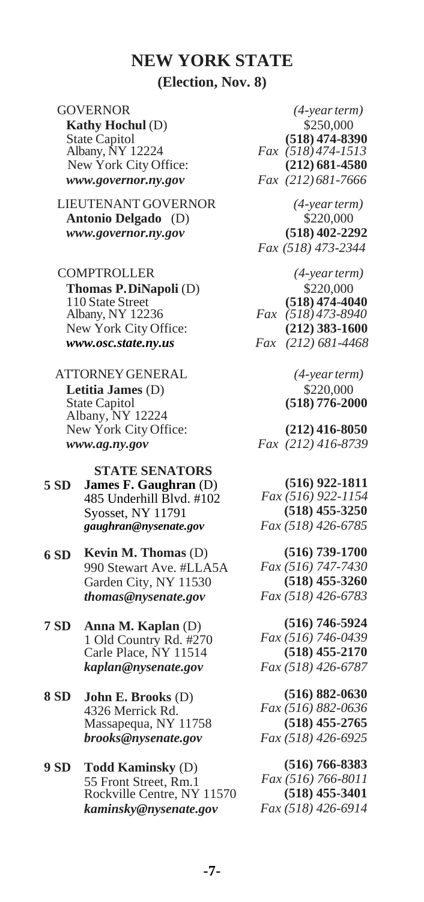# NEW YORK STATE

## (Election, Nov. 8)

GOVERNOR *(4-year term)*
**Kathy Hochul** (D) — $250,000
State Capitol — **(518) 474-8390**
Albany, NY 12224 — *Fax (518) 474-1513*
New York City Office: — **(212) 681-4580**
***www.governor.ny.gov*** — *Fax (212) 681-7666*

LIEUTENANT GOVERNOR *(4-year term)*
**Antonio Delgado** (D) — $220,000
***www.governor.ny.gov*** — **(518) 402-2292**
*Fax (518) 473-2344*

COMPTROLLER *(4-year term)*
**Thomas P. DiNapoli** (D) — $220,000
110 State Street — **(518) 474-4040**
Albany, NY 12236 — *Fax (518) 473-8940*
New York City Office: — **(212) 383-1600**
***www.osc.state.ny.us*** — *Fax (212) 681-4468*

ATTORNEY GENERAL *(4-year term)*
**Letitia James** (D) — $220,000
State Capitol — **(518) 776-2000**
Albany, NY 12224
New York City Office: — **(212) 416-8050**
***www.ag.ny.gov*** — *Fax (212) 416-8739*

### STATE SENATORS

**5 SD** **James F. Gaughran** (D)
485 Underhill Blvd. #102
Syosset, NY 11791
***gaughran@nysenate.gov***
**(516) 922-1811**
*Fax (516) 922-1154*
**(518) 455-3250**
*Fax (518) 426-6785*

**6 SD** **Kevin M. Thomas** (D)
990 Stewart Ave. #LLA5A
Garden City, NY 11530
***thomas@nysenate.gov***
**(516) 739-1700**
*Fax (516) 747-7430*
**(518) 455-3260**
*Fax (518) 426-6783*

**7 SD** **Anna M. Kaplan** (D)
1 Old Country Rd. #270
Carle Place, NY 11514
***kaplan@nysenate.gov***
**(516) 746-5924**
*Fax (516) 746-0439*
**(518) 455-2170**
*Fax (518) 426-6787*

**8 SD** **John E. Brooks** (D)
4326 Merrick Rd.
Massapequa, NY 11758
***brooks@nysenate.gov***
**(516) 882-0630**
*Fax (516) 882-0636*
**(518) 455-2765**
*Fax (518) 426-6925*

**9 SD** **Todd Kaminsky** (D)
55 Front Street, Rm.1
Rockville Centre, NY 11570
***kaminsky@nysenate.gov***
**(516) 766-8383**
*Fax (516) 766-8011*
**(518) 455-3401**
*Fax (518) 426-6914*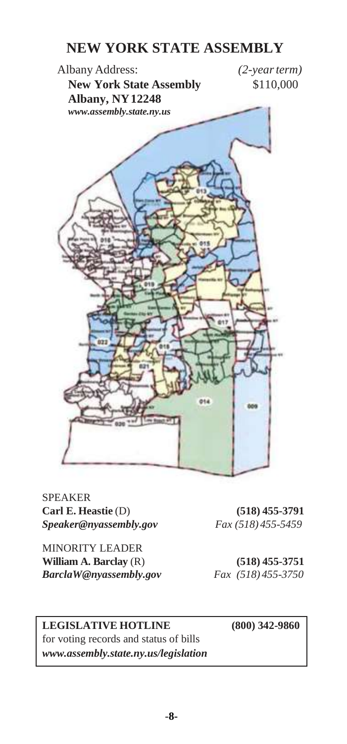# NEW YORK STATE ASSEMBLY

Albany Address: *(2-year term)*
**New York State Assembly** $110,000
**Albany, NY 12248**
***www.assembly.state.ny.us***

SPEAKER
**Carl E. Heastie** (D) **(518) 455-3791**
***Speaker@nyassembly.gov*** *Fax (518) 455-5459*

MINORITY LEADER
**William A. Barclay** (R) **(518) 455-3751**
***BarclaW@nyassembly.gov*** *Fax (518) 455-3750*

**LEGISLATIVE HOTLINE** **(800) 342-9860**
for voting records and status of bills
***www.assembly.state.ny.us/legislation***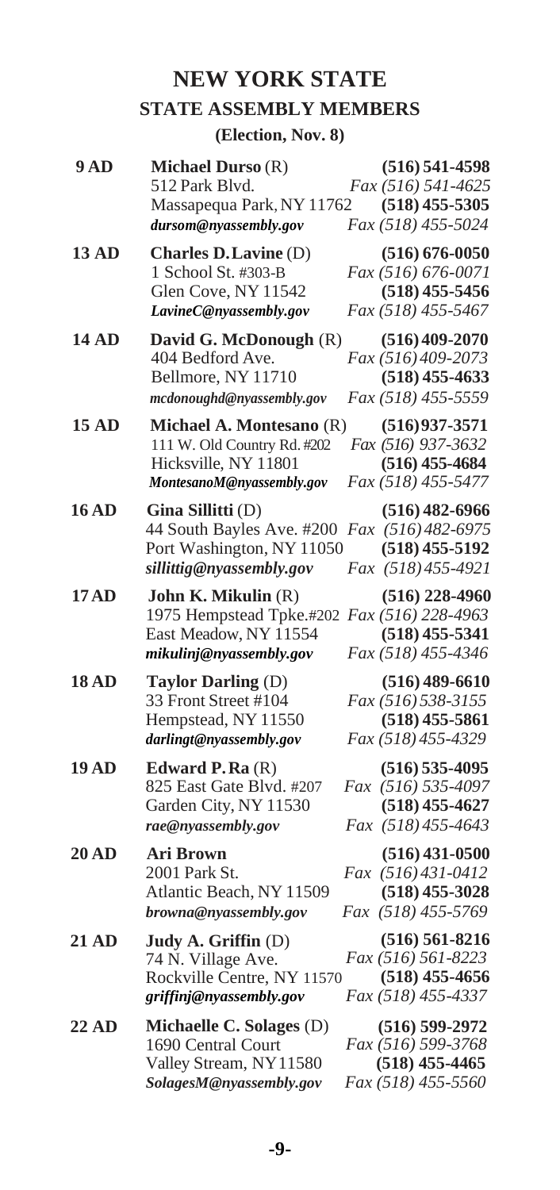# NEW YORK STATE

## STATE ASSEMBLY MEMBERS

### (Election, Nov. 8)

| District | Member / Address | Phone / Fax |
|---|---|---|
| **9 AD** | **Michael Durso** (R)<br>512 Park Blvd.<br>Massapequa Park, NY 11762<br>***dursom@nyassembly.gov*** | **(516) 541-4598**<br>*Fax (516) 541-4625*<br>**(518) 455-5305**<br>*Fax (518) 455-5024* |
| **13 AD** | **Charles D. Lavine** (D)<br>1 School St. #303-B<br>Glen Cove, NY 11542<br>***LavineC@nyassembly.gov*** | **(516) 676-0050**<br>*Fax (516) 676-0071*<br>**(518) 455-5456**<br>*Fax (518) 455-5467* |
| **14 AD** | **David G. McDonough** (R)<br>404 Bedford Ave.<br>Bellmore, NY 11710<br>***mcdonoughd@nyassembly.gov*** | **(516) 409-2070**<br>*Fax (516) 409-2073*<br>**(518) 455-4633**<br>*Fax (518) 455-5559* |
| **15 AD** | **Michael A. Montesano** (R)<br>111 W. Old Country Rd. #202<br>Hicksville, NY 11801<br>***MontesanoM@nyassembly.gov*** | **(516) 937-3571**<br>*Fax (516) 937-3632*<br>**(516) 455-4684**<br>*Fax (518) 455-5477* |
| **16 AD** | **Gina Sillitti** (D)<br>44 South Bayles Ave. #200<br>Port Washington, NY 11050<br>***sillittig@nyassembly.gov*** | **(516) 482-6966**<br>*Fax (516) 482-6975*<br>**(518) 455-5192**<br>*Fax (518) 455-4921* |
| **17 AD** | **John K. Mikulin** (R)<br>1975 Hempstead Tpke.#202<br>East Meadow, NY 11554<br>***mikulinj@nyassembly.gov*** | **(516) 228-4960**<br>*Fax (516) 228-4963*<br>**(518) 455-5341**<br>*Fax (518) 455-4346* |
| **18 AD** | **Taylor Darling** (D)<br>33 Front Street #104<br>Hempstead, NY 11550<br>***darlingt@nyassembly.gov*** | **(516) 489-6610**<br>*Fax (516) 538-3155*<br>**(518) 455-5861**<br>*Fax (518) 455-4329* |
| **19 AD** | **Edward P. Ra** (R)<br>825 East Gate Blvd. #207<br>Garden City, NY 11530<br>***rae@nyassembly.gov*** | **(516) 535-4095**<br>*Fax (516) 535-4097*<br>**(518) 455-4627**<br>*Fax (518) 455-4643* |
| **20 AD** | **Ari Brown**<br>2001 Park St.<br>Atlantic Beach, NY 11509<br>***browna@nyassembly.gov*** | **(516) 431-0500**<br>*Fax (516) 431-0412*<br>**(518) 455-3028**<br>*Fax (518) 455-5769* |
| **21 AD** | **Judy A. Griffin** (D)<br>74 N. Village Ave.<br>Rockville Centre, NY 11570<br>***griffinj@nyassembly.gov*** | **(516) 561-8216**<br>*Fax (516) 561-8223*<br>**(518) 455-4656**<br>*Fax (518) 455-4337* |
| **22 AD** | **Michaelle C. Solages** (D)<br>1690 Central Court<br>Valley Stream, NY 11580<br>***SolagesM@nyassembly.gov*** | **(516) 599-2972**<br>*Fax (516) 599-3768*<br>**(518) 455-4465**<br>*Fax (518) 455-5560* |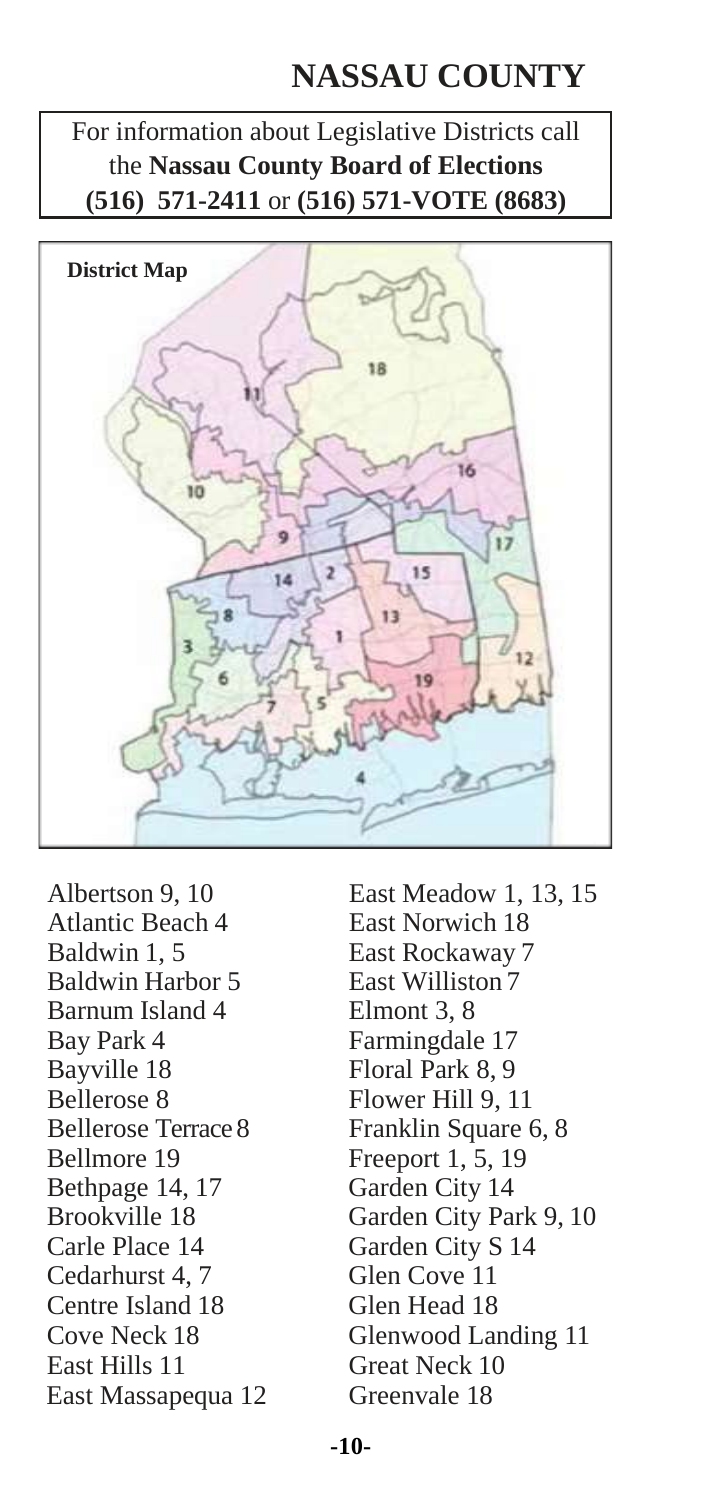# NASSAU COUNTY

For information about Legislative Districts call the **Nassau County Board of Elections (516) 571-2411** or **(516) 571-VOTE (8683)**

District Map

Albertson 9, 10
Atlantic Beach 4
Baldwin 1, 5
Baldwin Harbor 5
Barnum Island 4
Bay Park 4
Bayville 18
Bellerose 8
Bellerose Terrace 8
Bellmore 19
Bethpage 14, 17
Brookville 18
Carle Place 14
Cedarhurst 4, 7
Centre Island 18
Cove Neck 18
East Hills 11
East Massapequa 12
East Meadow 1, 13, 15
East Norwich 18
East Rockaway 7
East Williston 7
Elmont 3, 8
Farmingdale 17
Floral Park 8, 9
Flower Hill 9, 11
Franklin Square 6, 8
Freeport 1, 5, 19
Garden City 14
Garden City Park 9, 10
Garden City S 14
Glen Cove 11
Glen Head 18
Glenwood Landing 11
Great Neck 10
Greenvale 18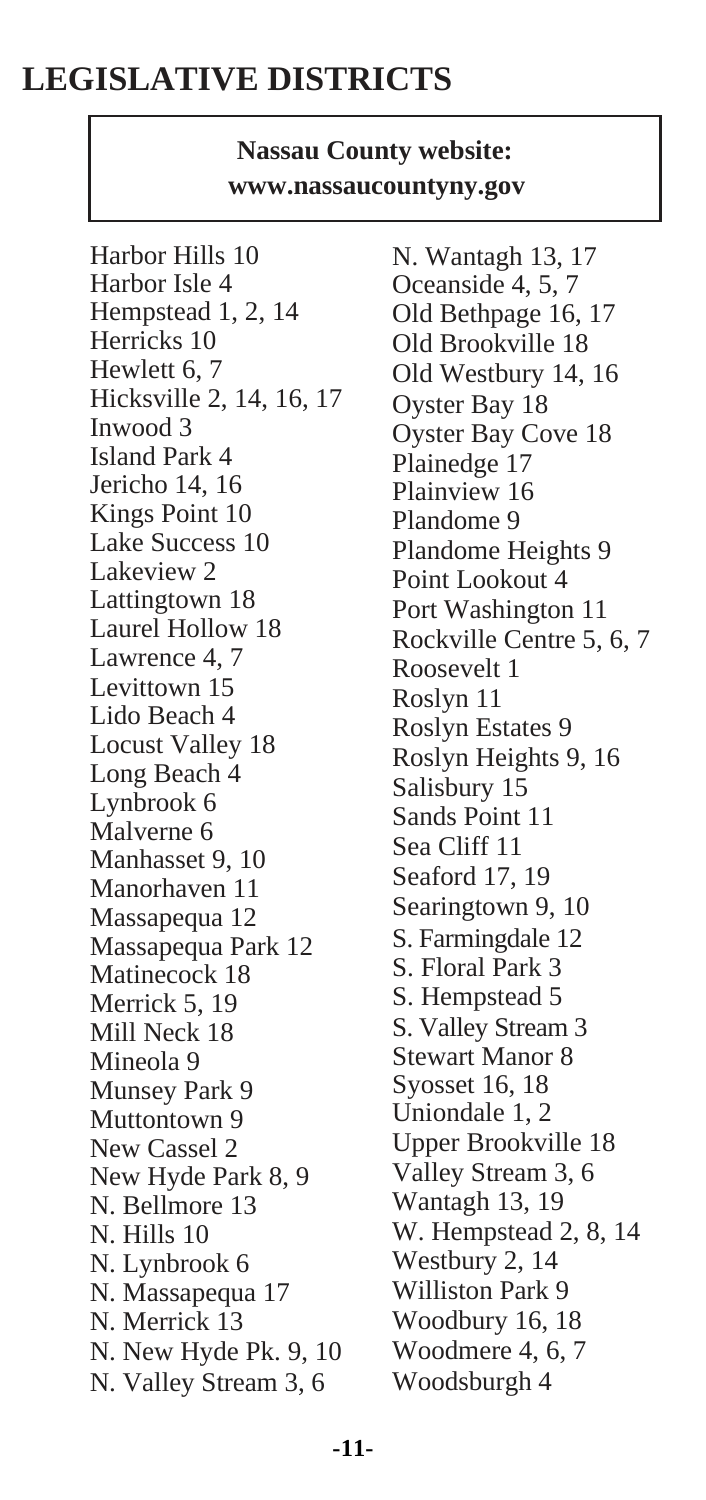# LEGISLATIVE DISTRICTS

**Nassau County website:**
**www.nassaucountyny.gov**

Harbor Hills 10
Harbor Isle 4
Hempstead 1, 2, 14
Herricks 10
Hewlett 6, 7
Hicksville 2, 14, 16, 17
Inwood 3
Island Park 4
Jericho 14, 16
Kings Point 10
Lake Success 10
Lakeview 2
Lattingtown 18
Laurel Hollow 18
Lawrence 4, 7
Levittown 15
Lido Beach 4
Locust Valley 18
Long Beach 4
Lynbrook 6
Malverne 6
Manhasset 9, 10
Manorhaven 11
Massapequa 12
Massapequa Park 12
Matinecock 18
Merrick 5, 19
Mill Neck 18
Mineola 9
Munsey Park 9
Muttontown 9
New Cassel 2
New Hyde Park 8, 9
N. Bellmore 13
N. Hills 10
N. Lynbrook 6
N. Massapequa 17
N. Merrick 13
N. New Hyde Pk. 9, 10
N. Valley Stream 3, 6
N. Wantagh 13, 17
Oceanside 4, 5, 7
Old Bethpage 16, 17
Old Brookville 18
Old Westbury 14, 16
Oyster Bay 18
Oyster Bay Cove 18
Plainedge 17
Plainview 16
Plandome 9
Plandome Heights 9
Point Lookout 4
Port Washington 11
Rockville Centre 5, 6, 7
Roosevelt 1
Roslyn 11
Roslyn Estates 9
Roslyn Heights 9, 16
Salisbury 15
Sands Point 11
Sea Cliff 11
Seaford 17, 19
Searingtown 9, 10
S. Farmingdale 12
S. Floral Park 3
S. Hempstead 5
S. Valley Stream 3
Stewart Manor 8
Syosset 16, 18
Uniondale 1, 2
Upper Brookville 18
Valley Stream 3, 6
Wantagh 13, 19
W. Hempstead 2, 8, 14
Westbury 2, 14
Williston Park 9
Woodbury 16, 18
Woodmere 4, 6, 7
Woodsburgh 4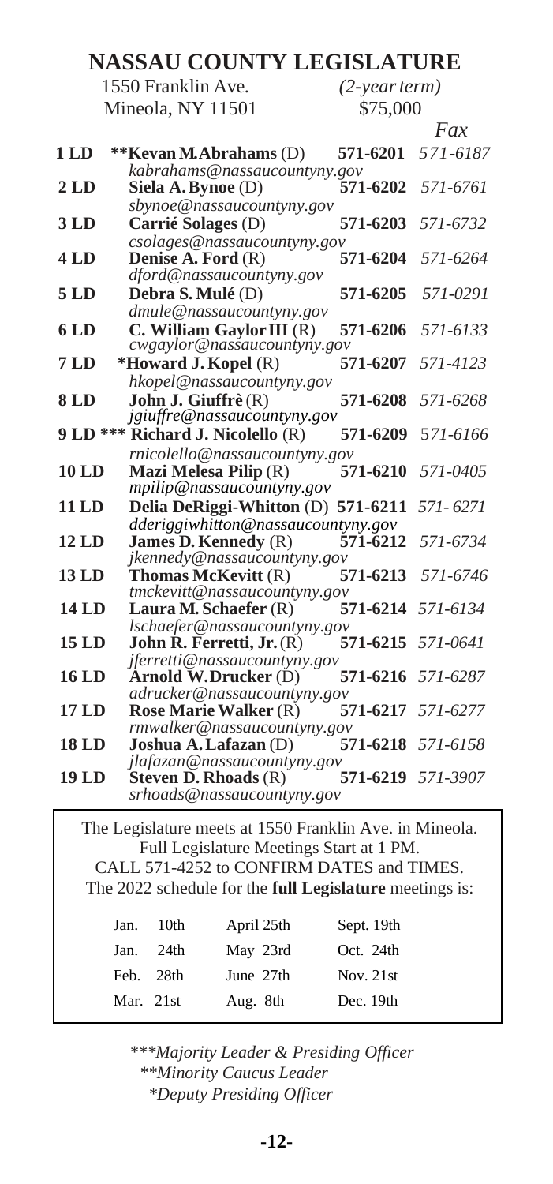# NASSAU COUNTY LEGISLATURE

1550 Franklin Ave.
Mineola, NY 11501

*(2-year term)*
$75,000

| | | | *Fax* |
|---|---|---|---|
| **1 LD** | **\*\*Kevan M. Abrahams** (D)<br>*kabrahams@nassaucountyny.gov* | **571-6201** | *571-6187* |
| **2 LD** | **Siela A. Bynoe** (D)<br>*sbynoe@nassaucountyny.gov* | **571-6202** | *571-6761* |
| **3 LD** | **Carrié Solages** (D)<br>*csolages@nassaucountyny.gov* | **571-6203** | *571-6732* |
| **4 LD** | **Denise A. Ford** (R)<br>*dford@nassaucountyny.gov* | **571-6204** | *571-6264* |
| **5 LD** | **Debra S. Mulé** (D)<br>*dmule@nassaucountyny.gov* | **571-6205** | *571-0291* |
| **6 LD** | **C. William Gaylor III** (R)<br>*cwgaylor@nassaucountyny.gov* | **571-6206** | *571-6133* |
| **7 LD** | **\*Howard J. Kopel** (R)<br>*hkopel@nassaucountyny.gov* | **571-6207** | *571-4123* |
| **8 LD** | **John J. Giuffrè** (R)<br>*jgiuffre@nassaucountyny.gov* | **571-6208** | *571-6268* |
| **9 LD** | **\*\*\* Richard J. Nicolello** (R)<br>*rnicolello@nassaucountyny.gov* | **571-6209** | *571-6166* |
| **10 LD** | **Mazi Melesa Pilip** (R)<br>*mpilip@nassaucountyny.gov* | **571-6210** | *571-0405* |
| **11 LD** | **Delia DeRiggi-Whitton** (D)<br>*dderiggiwhitton@nassaucountyny.gov* | **571-6211** | *571-6271* |
| **12 LD** | **James D. Kennedy** (R)<br>*jkennedy@nassaucountyny.gov* | **571-6212** | *571-6734* |
| **13 LD** | **Thomas McKevitt** (R)<br>*tmckevitt@nassaucountyny.gov* | **571-6213** | *571-6746* |
| **14 LD** | **Laura M. Schaefer** (R)<br>*lschaefer@nassaucountyny.gov* | **571-6214** | *571-6134* |
| **15 LD** | **John R. Ferretti, Jr.** (R)<br>*jferretti@nassaucountyny.gov* | **571-6215** | *571-0641* |
| **16 LD** | **Arnold W. Drucker** (D)<br>*adrucker@nassaucountyny.gov* | **571-6216** | *571-6287* |
| **17 LD** | **Rose Marie Walker** (R)<br>*rmwalker@nassaucountyny.gov* | **571-6217** | *571-6277* |
| **18 LD** | **Joshua A. Lafazan** (D)<br>*jlafazan@nassaucountyny.gov* | **571-6218** | *571-6158* |
| **19 LD** | **Steven D. Rhoads** (R)<br>*srhoads@nassaucountyny.gov* | **571-6219** | *571-3907* |

The Legislature meets at 1550 Franklin Ave. in Mineola.
Full Legislature Meetings Start at 1 PM.
CALL 571-4252 to CONFIRM DATES and TIMES.
The 2022 schedule for the **full Legislature** meetings is:

| | | |
|---|---|---|
| Jan. 10th | April 25th | Sept. 19th |
| Jan. 24th | May 23rd | Oct. 24th |
| Feb. 28th | June 27th | Nov. 21st |
| Mar. 21st | Aug. 8th | Dec. 19th |

*\*\*\*Majority Leader & Presiding Officer*
*\*\*Minority Caucus Leader*
*\*Deputy Presiding Officer*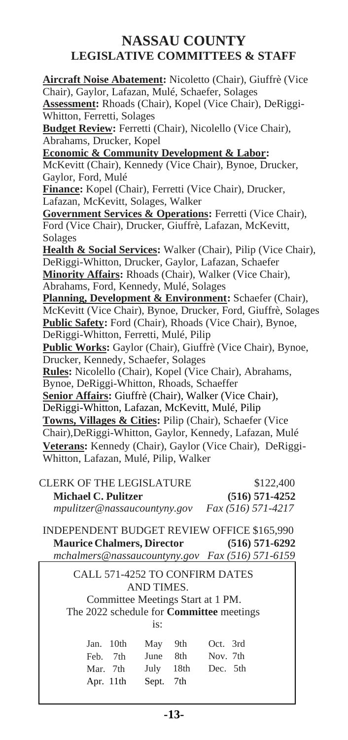# NASSAU COUNTY
## LEGISLATIVE COMMITTEES & STAFF

**Aircraft Noise Abatement:** Nicoletto (Chair), Giuffrè (Vice Chair), Gaylor, Lafazan, Mulé, Schaefer, Solages

**Assessment:** Rhoads (Chair), Kopel (Vice Chair), DeRiggi-Whitton, Ferretti, Solages

**Budget Review:** Ferretti (Chair), Nicolello (Vice Chair), Abrahams, Drucker, Kopel

**Economic & Community Development & Labor:** McKevitt (Chair), Kennedy (Vice Chair), Bynoe, Drucker, Gaylor, Ford, Mulé

**Finance:** Kopel (Chair), Ferretti (Vice Chair), Drucker, Lafazan, McKevitt, Solages, Walker

**Government Services & Operations:** Ferretti (Vice Chair), Ford (Vice Chair), Drucker, Giuffrè, Lafazan, McKevitt, Solages

**Health & Social Services:** Walker (Chair), Pilip (Vice Chair), DeRiggi-Whitton, Drucker, Gaylor, Lafazan, Schaefer

**Minority Affairs:** Rhoads (Chair), Walker (Vice Chair), Abrahams, Ford, Kennedy, Mulé, Solages

**Planning, Development & Environment:** Schaefer (Chair), McKevitt (Vice Chair), Bynoe, Drucker, Ford, Giuffrè, Solages

**Public Safety:** Ford (Chair), Rhoads (Vice Chair), Bynoe, DeRiggi-Whitton, Ferretti, Mulé, Pilip

**Public Works:** Gaylor (Chair), Giuffrè (Vice Chair), Bynoe, Drucker, Kennedy, Schaefer, Solages

**Rules:** Nicolello (Chair), Kopel (Vice Chair), Abrahams, Bynoe, DeRiggi-Whitton, Rhoads, Schaeffer

**Senior Affairs:** Giuffrè (Chair), Walker (Vice Chair), DeRiggi-Whitton, Lafazan, McKevitt, Mulé, Pilip

**Towns, Villages & Cities:** Pilip (Chair), Schaefer (Vice Chair),DeRiggi-Whitton, Gaylor, Kennedy, Lafazan, Mulé

**Veterans:** Kennedy (Chair), Gaylor (Vice Chair), DeRiggi-Whitton, Lafazan, Mulé, Pilip, Walker

CLERK OF THE LEGISLATURE $122,400
**Michael C. Pulitzer** **(516) 571-4252**
*mpulitzer@nassaucountyny.gov* *Fax (516) 571-4217*

INDEPENDENT BUDGET REVIEW OFFICE $165,990
**Maurice Chalmers, Director** **(516) 571-6292**
*mchalmers@nassaucountyny.gov* *Fax (516) 571-6159*

CALL 571-4252 TO CONFIRM DATES AND TIMES.

Committee Meetings Start at 1 PM.

The 2022 schedule for **Committee** meetings is:

| | | |
|---|---|---|
| Jan. 10th | May 9th | Oct. 3rd |
| Feb. 7th | June 8th | Nov. 7th |
| Mar. 7th | July 18th | Dec. 5th |
| Apr. 11th | Sept. 7th | |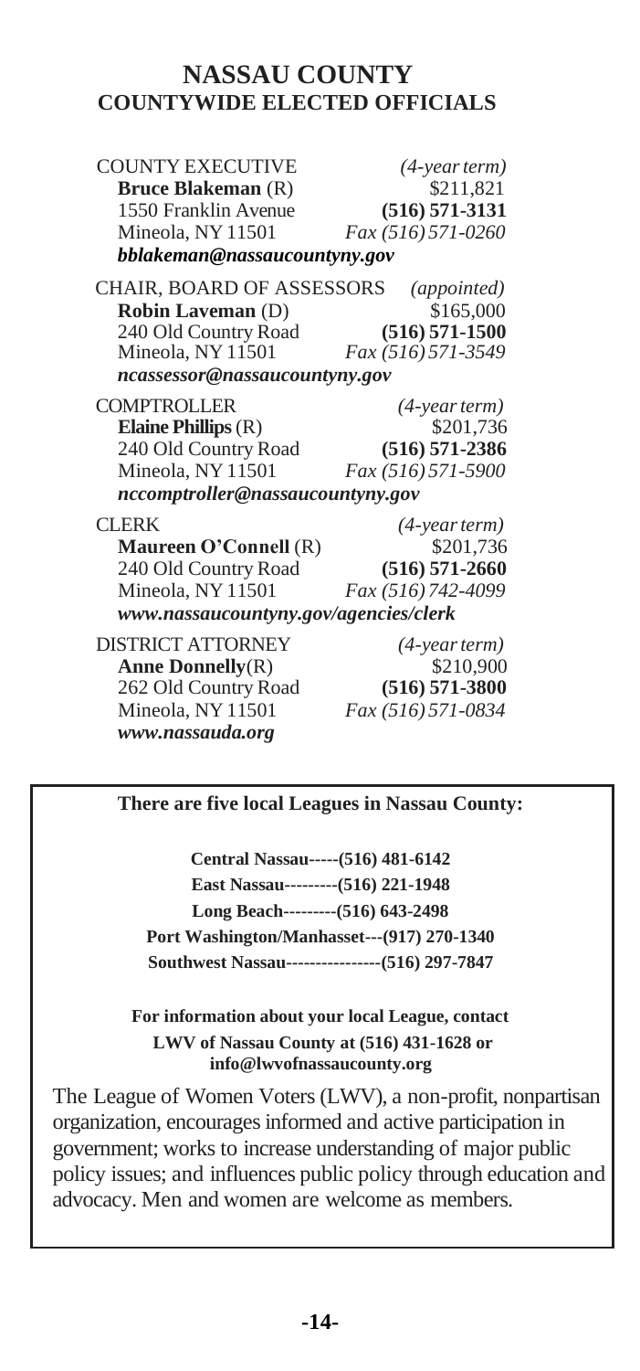# NASSAU COUNTY
## COUNTYWIDE ELECTED OFFICIALS

COUNTY EXECUTIVE *(4-year term)*
**Bruce Blakeman** (R) $211,821
1550 Franklin Avenue **(516) 571-3131**
Mineola, NY 11501 *Fax (516) 571-0260*
***bblakeman@nassaucountyny.gov***

CHAIR, BOARD OF ASSESSORS *(appointed)*
**Robin Laveman** (D) $165,000
240 Old Country Road **(516) 571-1500**
Mineola, NY 11501 *Fax (516) 571-3549*
***ncassessor@nassaucountyny.gov***

COMPTROLLER *(4-year term)*
**Elaine Phillips** (R) $201,736
240 Old Country Road **(516) 571-2386**
Mineola, NY 11501 *Fax (516) 571-5900*
***nccomptroller@nassaucountyny.gov***

CLERK *(4-year term)*
**Maureen O'Connell** (R) $201,736
240 Old Country Road **(516) 571-2660**
Mineola, NY 11501 *Fax (516) 742-4099*
***www.nassaucountyny.gov/agencies/clerk***

DISTRICT ATTORNEY *(4-year term)*
**Anne Donnelly**(R) $210,900
262 Old Country Road **(516) 571-3800**
Mineola, NY 11501 *Fax (516) 571-0834*
***www.nassauda.org***

---

**There are five local Leagues in Nassau County:**

**Central Nassau-----(516) 481-6142**
**East Nassau---------(516) 221-1948**
**Long Beach---------(516) 643-2498**
**Port Washington/Manhasset---(917) 270-1340**
**Southwest Nassau----------------(516) 297-7847**

**For information about your local League, contact LWV of Nassau County at (516) 431-1628 or info@lwvofnassaucounty.org**

The League of Women Voters (LWV), a non-profit, nonpartisan organization, encourages informed and active participation in government; works to increase understanding of major public policy issues; and influences public policy through education and advocacy. Men and women are welcome as members.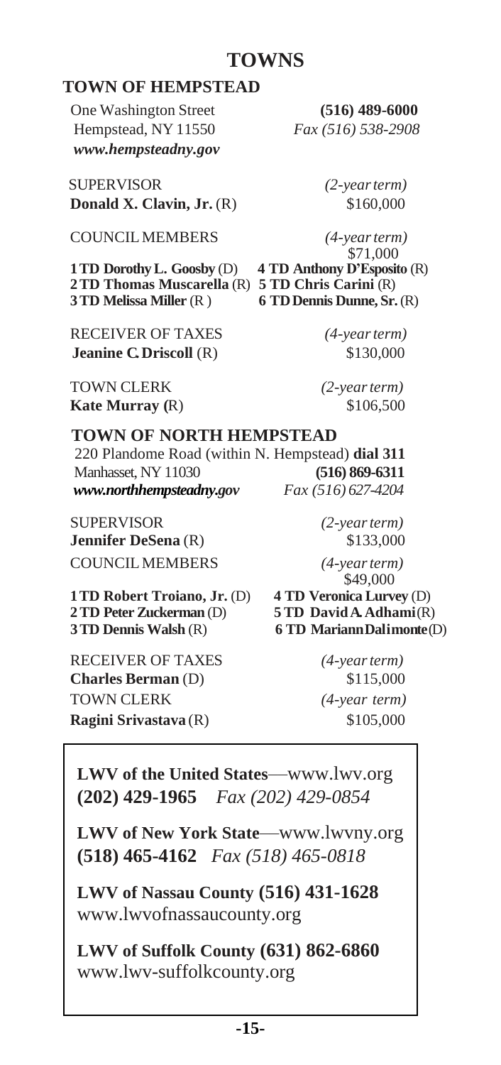# TOWNS

## TOWN OF HEMPSTEAD

One Washington Street **(516) 489-6000**
Hempstead, NY 11550 *Fax (516) 538-2908*
***www.hempsteadny.gov***

SUPERVISOR *(2-year term)*
**Donald X. Clavin, Jr.** (R) \$160,000

COUNCIL MEMBERS *(4-year term)*
\$71,000

**1 TD Dorothy L. Goosby** (D)
**2 TD Thomas Muscarella** (R)
**3 TD Melissa Miller** (R )
**4 TD Anthony D'Esposito** (R)
**5 TD Chris Carini** (R)
**6 TD Dennis Dunne, Sr.** (R)

RECEIVER OF TAXES *(4-year term)*
**Jeanine C. Driscoll** (R) \$130,000

TOWN CLERK *(2-year term)*
**Kate Murray** (R) \$106,500

## TOWN OF NORTH HEMPSTEAD

220 Plandome Road (within N. Hempstead) **dial 311**
Manhasset, NY 11030 **(516) 869-6311**
***www.northhempsteadny.gov*** *Fax (516) 627-4204*

SUPERVISOR *(2-year term)*
**Jennifer DeSena** (R) \$133,000

COUNCIL MEMBERS *(4-year term)*
\$49,000

**1 TD Robert Troiano, Jr.** (D)
**2 TD Peter Zuckerman** (D)
**3 TD Dennis Walsh** (R)
**4 TD Veronica Lurvey** (D)
**5 TD David A. Adhami** (R)
**6 TD Mariann Dalimonte** (D)

RECEIVER OF TAXES *(4-year term)*
**Charles Berman** (D) \$115,000

TOWN CLERK *(4-year term)*
**Ragini Srivastava** (R) \$105,000

---

**LWV of the United States**—www.lwv.org
**(202) 429-1965** *Fax (202) 429-0854*

**LWV of New York State**—www.lwvny.org
**(518) 465-4162** *Fax (518) 465-0818*

**LWV of Nassau County (516) 431-1628**
www.lwvofnassaucounty.org

**LWV of Suffolk County (631) 862-6860**
www.lwv-suffolkcounty.org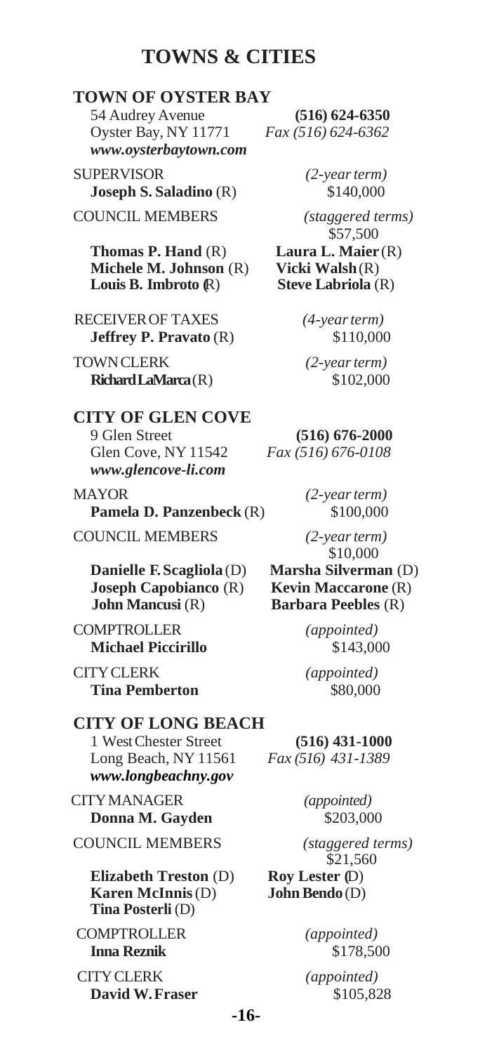# TOWNS & CITIES

## TOWN OF OYSTER BAY

54 Audrey Avenue
Oyster Bay, NY 11771
*www.oysterbaytown.com*

**(516) 624-6350**
*Fax (516) 624-6362*

SUPERVISOR *(2-year term)*
**Joseph S. Saladino** (R) $140,000

COUNCIL MEMBERS *(staggered terms)*
$57,500

**Thomas P. Hand** (R)
**Michele M. Johnson** (R)
**Louis B. Imbroto** (R)
**Laura L. Maier** (R)
**Vicki Walsh** (R)
**Steve Labriola** (R)

RECEIVER OF TAXES *(4-year term)*
**Jeffrey P. Pravato** (R) $110,000

TOWN CLERK *(2-year term)*
**Richard LaMarca** (R) $102,000

## CITY OF GLEN COVE

9 Glen Street
Glen Cove, NY 11542
*www.glencove-li.com*

**(516) 676-2000**
*Fax (516) 676-0108*

MAYOR *(2-year term)*
**Pamela D. Panzenbeck** (R) $100,000

COUNCIL MEMBERS *(2-year term)*
$10,000

**Danielle F. Scagliola** (D)
**Joseph Capobianco** (R)
**John Mancusi** (R)
**Marsha Silverman** (D)
**Kevin Maccarone** (R)
**Barbara Peebles** (R)

COMPTROLLER *(appointed)*
**Michael Piccirillo** $143,000

CITY CLERK *(appointed)*
**Tina Pemberton** $80,000

## CITY OF LONG BEACH

1 West Chester Street
Long Beach, NY 11561
*www.longbeachny.gov*

**(516) 431-1000**
*Fax (516) 431-1389*

CITY MANAGER *(appointed)*
**Donna M. Gayden** $203,000

COUNCIL MEMBERS *(staggered terms)*
$21,560

**Elizabeth Treston** (D)
**Karen McInnis** (D)
**Tina Posterli** (D)
**Roy Lester** (D)
**John Bendo** (D)

COMPTROLLER *(appointed)*
**Inna Reznik** $178,500

CITY CLERK *(appointed)*
**David W. Fraser** $105,828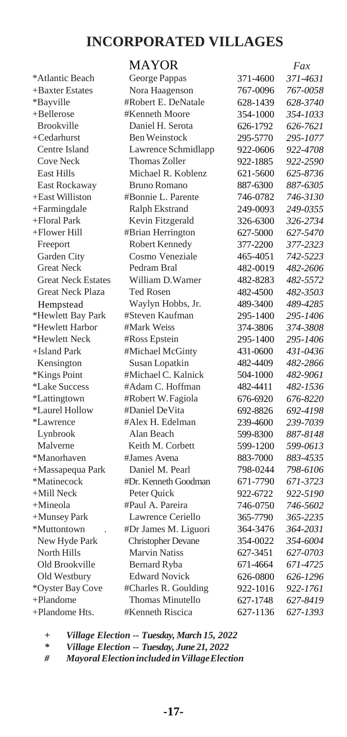# INCORPORATED VILLAGES

| | MAYOR | | *Fax* |
|---|---|---|---|
| *Atlantic Beach | George Pappas | 371-4600 | *371-4631* |
| +Baxter Estates | Nora Haagenson | 767-0096 | *767-0058* |
| *Bayville | #Robert E. DeNatale | 628-1439 | *628-3740* |
| +Bellerose | #Kenneth Moore | 354-1000 | *354-1033* |
| Brookville | Daniel H. Serota | 626-1792 | *626-7621* |
| +Cedarhurst | Ben Weinstock | 295-5770 | *295-1077* |
| Centre Island | Lawrence Schmidlapp | 922-0606 | *922-4708* |
| Cove Neck | Thomas Zoller | 922-1885 | *922-2590* |
| East Hills | Michael R. Koblenz | 621-5600 | *625-8736* |
| East Rockaway | Bruno Romano | 887-6300 | *887-6305* |
| +East Williston | #Bonnie L. Parente | 746-0782 | *746-3130* |
| +Farmingdale | Ralph Ekstrand | 249-0093 | *249-0355* |
| +Floral Park | Kevin Fitzgerald | 326-6300 | *326-2734* |
| +Flower Hill | #Brian Herrington | 627-5000 | *627-5470* |
| Freeport | Robert Kennedy | 377-2200 | *377-2323* |
| Garden City | Cosmo Veneziale | 465-4051 | *742-5223* |
| Great Neck | Pedram Bral | 482-0019 | *482-2606* |
| Great Neck Estates | William D.Warner | 482-8283 | *482-5572* |
| Great Neck Plaza | Ted Rosen | 482-4500 | *482-3503* |
| Hempstead | Waylyn Hobbs, Jr. | 489-3400 | *489-4285* |
| *Hewlett Bay Park | #Steven Kaufman | 295-1400 | *295-1406* |
| *Hewlett Harbor | #Mark Weiss | 374-3806 | *374-3808* |
| *Hewlett Neck | #Ross Epstein | 295-1400 | *295-1406* |
| +Island Park | #Michael McGinty | 431-0600 | *431-0436* |
| Kensington | Susan Lopatkin | 482-4409 | *482-2866* |
| *Kings Point | #Michael C. Kalnick | 504-1000 | *482-9061* |
| *Lake Success | #Adam C. Hoffman | 482-4411 | *482-1536* |
| *Lattingtown | #Robert W. Fagiola | 676-6920 | *676-8220* |
| *Laurel Hollow | #Daniel DeVita | 692-8826 | *692-4198* |
| *Lawrence | #Alex H. Edelman | 239-4600 | *239-7039* |
| Lynbrook | Alan Beach | 599-8300 | *887-8148* |
| Malverne | Keith M. Corbett | 599-1200 | *599-0613* |
| *Manorhaven | #James Avena | 883-7000 | *883-4535* |
| +Massapequa Park | Daniel M. Pearl | 798-0244 | *798-6106* |
| *Matinecock | #Dr. Kenneth Goodman | 671-7790 | *671-3723* |
| +Mill Neck | Peter Quick | 922-6722 | *922-5190* |
| +Mineola | #Paul A. Pareira | 746-0750 | *746-5602* |
| +Munsey Park | Lawrence Ceriello | 365-7790 | *365-2235* |
| *Muttontown | #Dr James M. Liguori | 364-3476 | *364-2031* |
| New Hyde Park | Christopher Devane | 354-0022 | *354-6004* |
| North Hills | Marvin Natiss | 627-3451 | *627-0703* |
| Old Brookville | Bernard Ryba | 671-4664 | *671-4725* |
| Old Westbury | Edward Novick | 626-0800 | *626-1296* |
| *Oyster Bay Cove | #Charles R. Goulding | 922-1016 | *922-1761* |
| +Plandome | Thomas Minutello | 627-1748 | *627-8419* |
| +Plandome Hts. | #Kenneth Riscica | 627-1136 | *627-1393* |

*+ Village Election -- Tuesday, March 15, 2022*

*\* Village Election -- Tuesday, June 21, 2022*

*# Mayoral Election included in Village Election*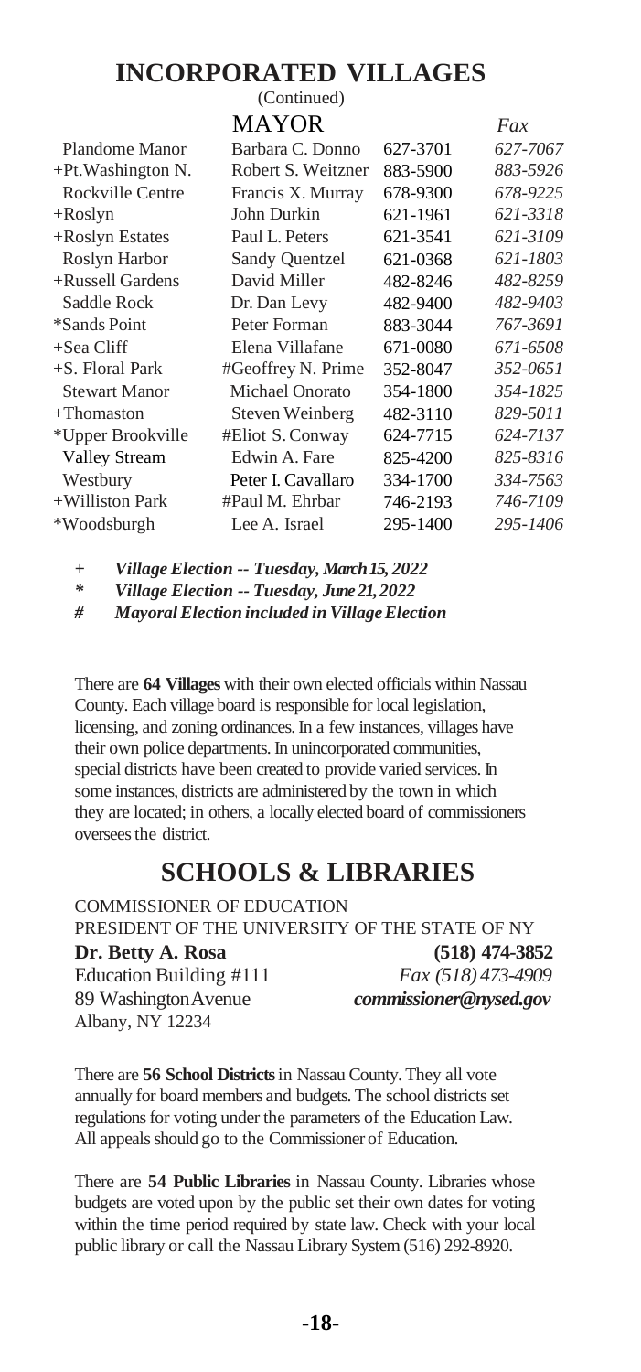# INCORPORATED VILLAGES

(Continued)

| | MAYOR | | *Fax* |
|---|---|---|---|
| Plandome Manor | Barbara C. Donno | 627-3701 | *627-7067* |
| +Pt.Washington N. | Robert S. Weitzner | 883-5900 | *883-5926* |
| Rockville Centre | Francis X. Murray | 678-9300 | *678-9225* |
| +Roslyn | John Durkin | 621-1961 | *621-3318* |
| +Roslyn Estates | Paul L. Peters | 621-3541 | *621-3109* |
| Roslyn Harbor | Sandy Quentzel | 621-0368 | *621-1803* |
| +Russell Gardens | David Miller | 482-8246 | *482-8259* |
| Saddle Rock | Dr. Dan Levy | 482-9400 | *482-9403* |
| *Sands Point | Peter Forman | 883-3044 | *767-3691* |
| +Sea Cliff | Elena Villafane | 671-0080 | *671-6508* |
| +S. Floral Park | #Geoffrey N. Prime | 352-8047 | *352-0651* |
| Stewart Manor | Michael Onorato | 354-1800 | *354-1825* |
| +Thomaston | Steven Weinberg | 482-3110 | *829-5011* |
| *Upper Brookville | #Eliot S. Conway | 624-7715 | *624-7137* |
| Valley Stream | Edwin A. Fare | 825-4200 | *825-8316* |
| Westbury | Peter I. Cavallaro | 334-1700 | *334-7563* |
| +Williston Park | #Paul M. Ehrbar | 746-2193 | *746-7109* |
| *Woodsburgh | Lee A. Israel | 295-1400 | *295-1406* |

*+ Village Election -- Tuesday, March 15, 2022*

*\* Village Election -- Tuesday, June 21, 2022*

*# Mayoral Election included in Village Election*

There are **64 Villages** with their own elected officials within Nassau County. Each village board is responsible for local legislation, licensing, and zoning ordinances. In a few instances, villages have their own police departments. In unincorporated communities, special districts have been created to provide varied services. In some instances, districts are administered by the town in which they are located; in others, a locally elected board of commissioners oversees the district.

# SCHOOLS & LIBRARIES

COMMISSIONER OF EDUCATION
PRESIDENT OF THE UNIVERSITY OF THE STATE OF NY

**Dr. Betty A. Rosa** — **(518) 474-3852**
Education Building #111 — *Fax (518) 473-4909*
89 Washington Avenue — ***commissioner@nysed.gov***
Albany, NY 12234

There are **56 School Districts** in Nassau County. They all vote annually for board members and budgets. The school districts set regulations for voting under the parameters of the Education Law. All appeals should go to the Commissioner of Education.

There are **54 Public Libraries** in Nassau County. Libraries whose budgets are voted upon by the public set their own dates for voting within the time period required by state law. Check with your local public library or call the Nassau Library System (516) 292-8920.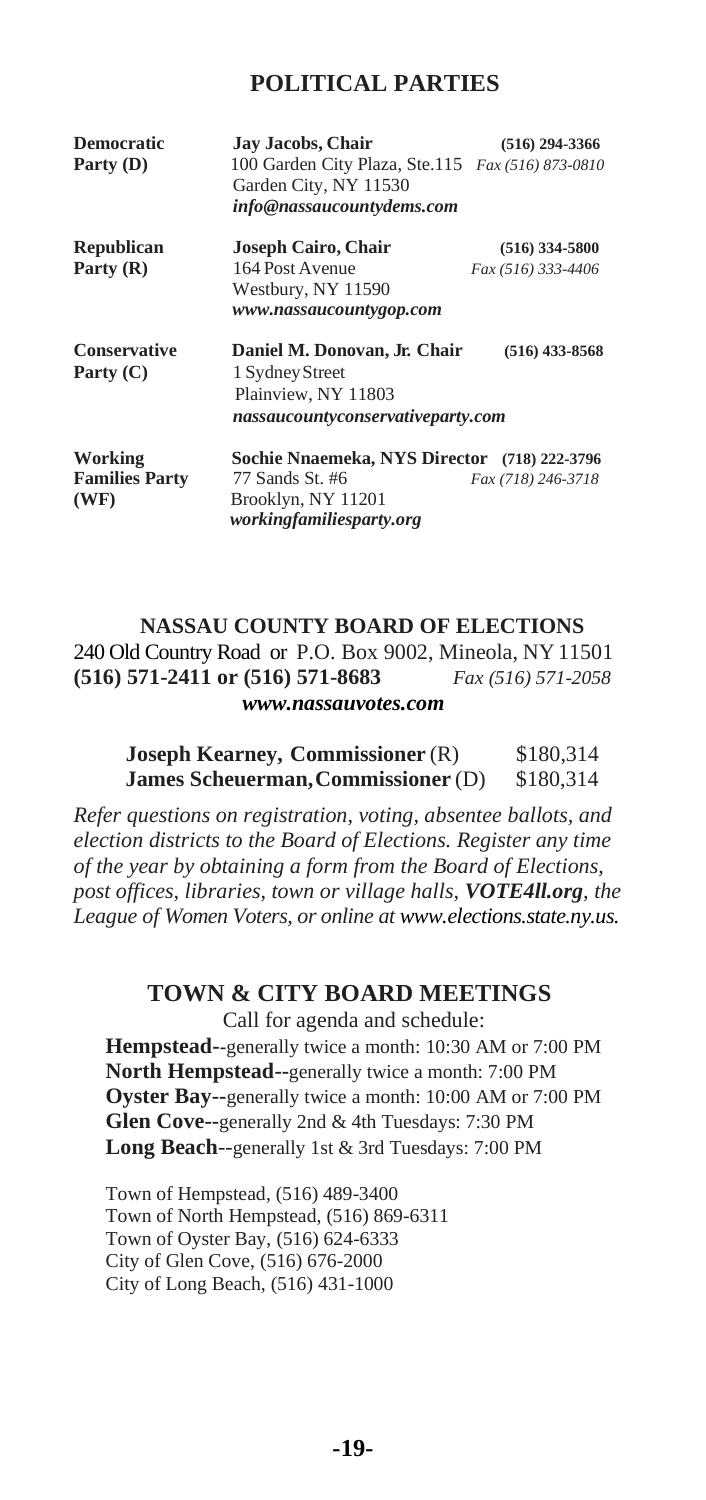## POLITICAL PARTIES

| | | |
|---|---|---|
| **Democratic Party (D)** | **Jay Jacobs, Chair**<br>100 Garden City Plaza, Ste.115<br>Garden City, NY 11530<br>*info@nassaucountydems.com* | **(516) 294-3366**<br>*Fax (516) 873-0810* |
| **Republican Party (R)** | **Joseph Cairo, Chair**<br>164 Post Avenue<br>Westbury, NY 11590<br>*www.nassaucountygop.com* | **(516) 334-5800**<br>*Fax (516) 333-4406* |
| **Conservative Party (C)** | **Daniel M. Donovan, Jr. Chair**<br>1 Sydney Street<br>Plainview, NY 11803<br>*nassaucountyconservativeparty.com* | **(516) 433-8568** |
| **Working Families Party (WF)** | **Sochie Nnaemeka, NYS Director**<br>77 Sands St. #6<br>Brooklyn, NY 11201<br>*workingfamiliesparty.org* | **(718) 222-3796**<br>*Fax (718) 246-3718* |

## NASSAU COUNTY BOARD OF ELECTIONS

240 Old Country Road or P.O. Box 9002, Mineola, NY 11501
**(516) 571-2411 or (516) 571-8683** *Fax (516) 571-2058*
***www.nassauvotes.com***

| | |
|---|---|
| **Joseph Kearney, Commissioner** (R) | $180,314 |
| **James Scheuerman, Commissioner** (D) | $180,314 |

*Refer questions on registration, voting, absentee ballots, and election districts to the Board of Elections. Register any time of the year by obtaining a form from the Board of Elections, post offices, libraries, town or village halls, **VOTE4ll.org**, the League of Women Voters, or online at www.elections.state.ny.us.*

## TOWN & CITY BOARD MEETINGS

Call for agenda and schedule:

**Hempstead**--generally twice a month: 10:30 AM or 7:00 PM
**North Hempstead--**generally twice a month: 7:00 PM
**Oyster Bay--**generally twice a month: 10:00 AM or 7:00 PM
**Glen Cove--**generally 2nd & 4th Tuesdays: 7:30 PM
**Long Beach**--generally 1st & 3rd Tuesdays: 7:00 PM

Town of Hempstead, (516) 489-3400
Town of North Hempstead, (516) 869-6311
Town of Oyster Bay, (516) 624-6333
City of Glen Cove, (516) 676-2000
City of Long Beach, (516) 431-1000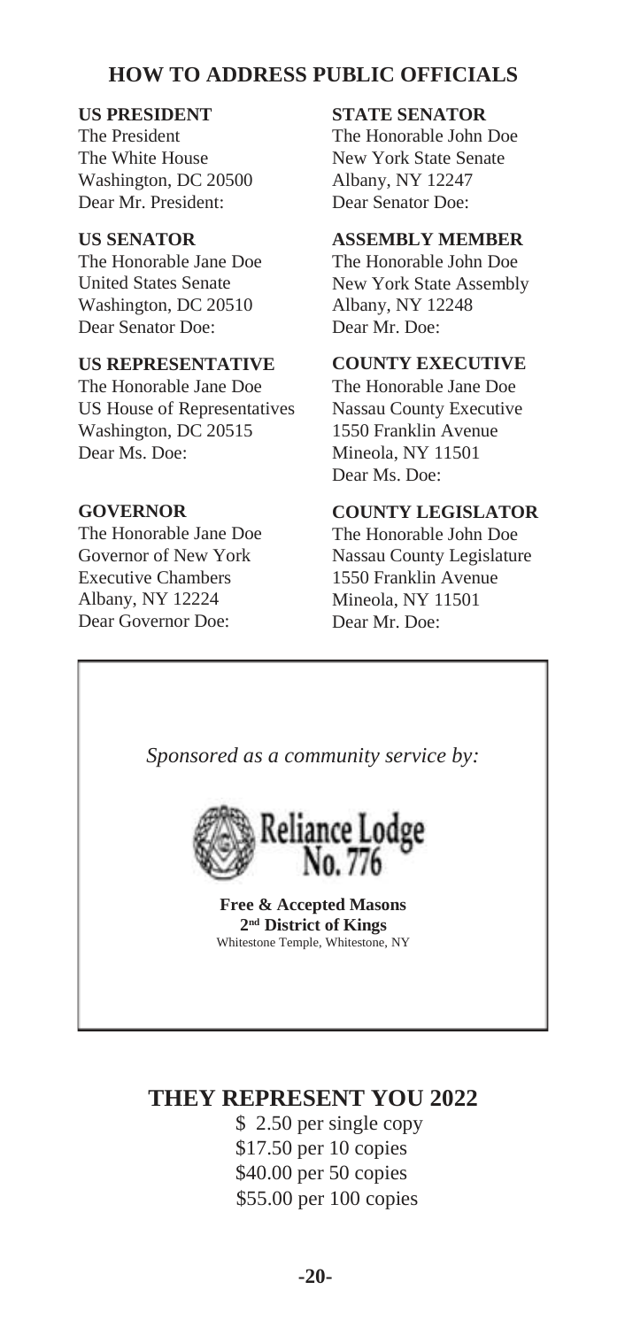## HOW TO ADDRESS PUBLIC OFFICIALS

**US PRESIDENT**
The President
The White House
Washington, DC 20500
Dear Mr. President:

**US SENATOR**
The Honorable Jane Doe
United States Senate
Washington, DC 20510
Dear Senator Doe:

**US REPRESENTATIVE**
The Honorable Jane Doe
US House of Representatives
Washington, DC 20515
Dear Ms. Doe:

**GOVERNOR**
The Honorable Jane Doe
Governor of New York
Executive Chambers
Albany, NY 12224
Dear Governor Doe:

**STATE SENATOR**
The Honorable John Doe
New York State Senate
Albany, NY 12247
Dear Senator Doe:

**ASSEMBLY MEMBER**
The Honorable John Doe
New York State Assembly
Albany, NY 12248
Dear Mr. Doe:

**COUNTY EXECUTIVE**
The Honorable Jane Doe
Nassau County Executive
1550 Franklin Avenue
Mineola, NY 11501
Dear Ms. Doe:

**COUNTY LEGISLATOR**
The Honorable John Doe
Nassau County Legislature
1550 Franklin Avenue
Mineola, NY 11501
Dear Mr. Doe:

*Sponsored as a community service by:*

Reliance Lodge
No. 776

**Free & Accepted Masons**
**2nd District of Kings**
Whitestone Temple, Whitestone, NY

## THEY REPRESENT YOU 2022

$ 2.50 per single copy
$17.50 per 10 copies
$40.00 per 50 copies
$55.00 per 100 copies